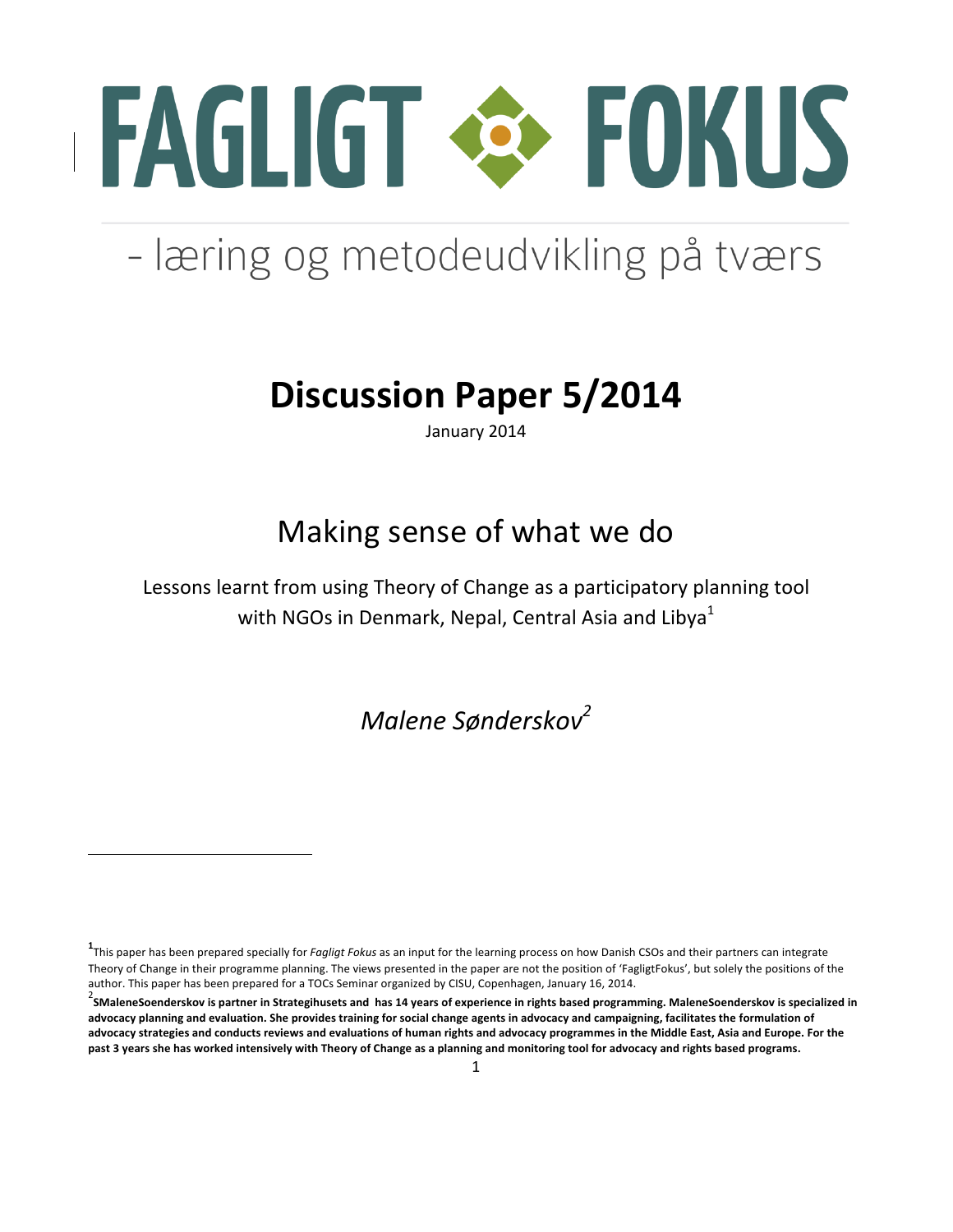# FAGLIGT FOKUS

- læring og metodeudvikling på tværs

# Discussion Paper 5/2014

January 2014

## Making sense of what we do

Lessons learnt from using Theory of Change as a participatory planning tool with NGOs in Denmark, Nepal, Central Asia and Libya[1]

*Malene Sønderskov[2]*

---

[1] This paper has been prepared specially for *Fagligt Fokus* as an input for the learning process on how Danish CSOs and their partners can integrate Theory of Change in their programme planning. The views presented in the paper are not the position of 'FagligtFokus', but solely the positions of the author. This paper has been prepared for a TOCs Seminar organized by CISU, Copenhagen, January 16, 2014.

[2] **SMaleneSoenderskov is partner in Strategihusets and has 14 years of experience in rights based programming. MaleneSoenderskov is specialized in advocacy planning and evaluation. She provides training for social change agents in advocacy and campaigning, facilitates the formulation of advocacy strategies and conducts reviews and evaluations of human rights and advocacy programmes in the Middle East, Asia and Europe. For the past 3 years she has worked intensively with Theory of Change as a planning and monitoring tool for advocacy and rights based programs.**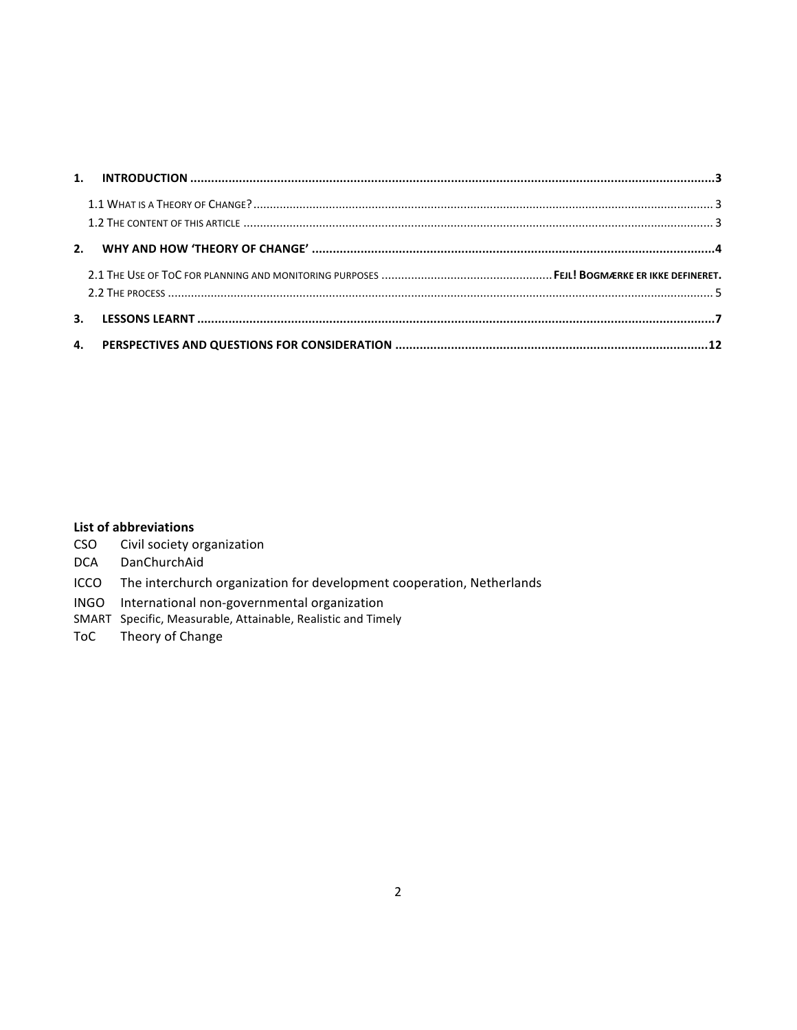1. **INTRODUCTION** ........................................................................................................ **3**
   - 1.1 What is a Theory of Change? ........................................................................ 3
   - 1.2 The content of this article ............................................................................ 3
2. **WHY AND HOW 'THEORY OF CHANGE'** ................................................................. **4**
   - 2.1 The Use of ToC for planning and monitoring purposes ............................ **Fejl! Bogmærke er ikke defineret.**
   - 2.2 The process .................................................................................................. 5
3. **LESSONS LEARNT** ................................................................................................. **7**
4. **PERSPECTIVES AND QUESTIONS FOR CONSIDERATION** ........................................ **12**

**List of abbreviations**

| | |
|---|---|
| CSO | Civil society organization |
| DCA | DanChurchAid |
| ICCO | The interchurch organization for development cooperation, Netherlands |
| INGO | International non-governmental organization |
| SMART | Specific, Measurable, Attainable, Realistic and Timely |
| ToC | Theory of Change |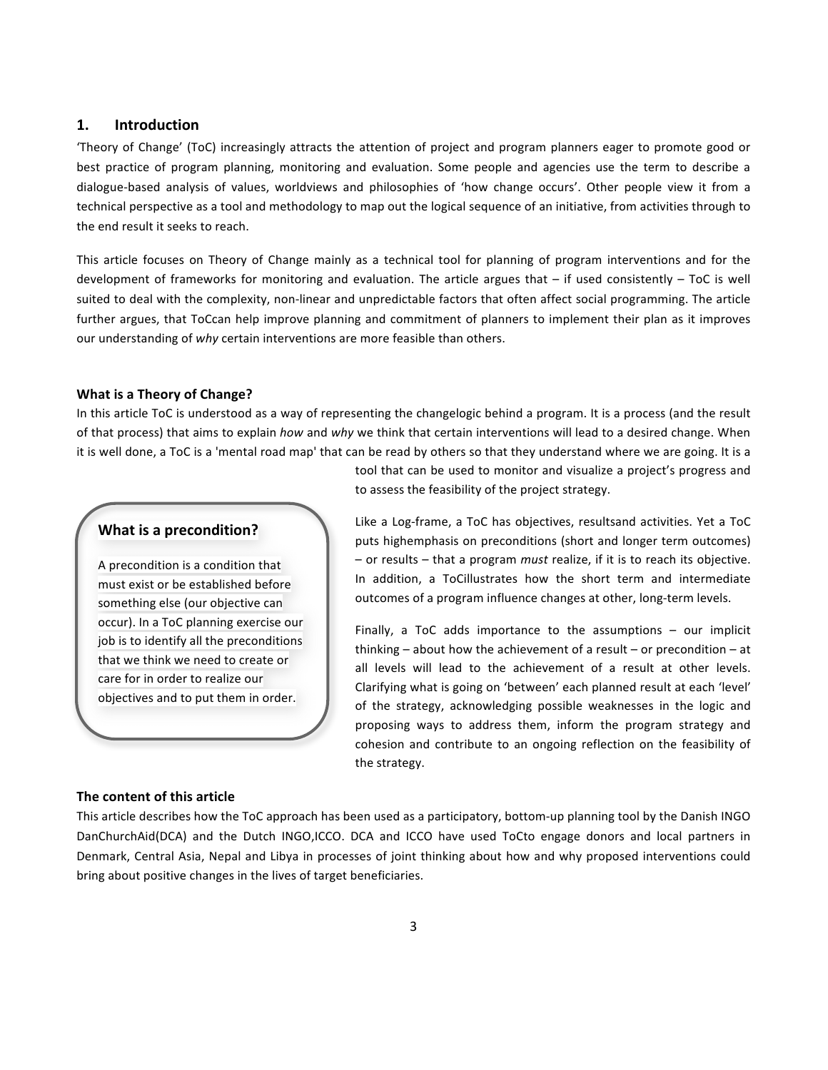## 1. Introduction

'Theory of Change' (ToC) increasingly attracts the attention of project and program planners eager to promote good or best practice of program planning, monitoring and evaluation. Some people and agencies use the term to describe a dialogue-based analysis of values, worldviews and philosophies of 'how change occurs'. Other people view it from a technical perspective as a tool and methodology to map out the logical sequence of an initiative, from activities through to the end result it seeks to reach.

This article focuses on Theory of Change mainly as a technical tool for planning of program interventions and for the development of frameworks for monitoring and evaluation. The article argues that – if used consistently – ToC is well suited to deal with the complexity, non-linear and unpredictable factors that often affect social programming. The article further argues, that ToCcan help improve planning and commitment of planners to implement their plan as it improves our understanding of *why* certain interventions are more feasible than others.

### What is a Theory of Change?

In this article ToC is understood as a way of representing the changelogic behind a program. It is a process (and the result of that process) that aims to explain *how* and *why* we think that certain interventions will lead to a desired change. When it is well done, a ToC is a 'mental road map' that can be read by others so that they understand where we are going. It is a tool that can be used to monitor and visualize a project's progress and to assess the feasibility of the project strategy.

Like a Log-frame, a ToC has objectives, resultsand activities. Yet a ToC puts highemphasis on preconditions (short and longer term outcomes) – or results – that a program *must* realize, if it is to reach its objective. In addition, a ToCillustrates how the short term and intermediate outcomes of a program influence changes at other, long-term levels.

Finally, a ToC adds importance to the assumptions – our implicit thinking – about how the achievement of a result – or precondition – at all levels will lead to the achievement of a result at other levels. Clarifying what is going on 'between' each planned result at each 'level' of the strategy, acknowledging possible weaknesses in the logic and proposing ways to address them, inform the program strategy and cohesion and contribute to an ongoing reflection on the feasibility of the strategy.

> **What is a precondition?**
>
> A precondition is a condition that must exist or be established before something else (our objective can occur). In a ToC planning exercise our job is to identify all the preconditions that we think we need to create or care for in order to realize our objectives and to put them in order.

### The content of this article

This article describes how the ToC approach has been used as a participatory, bottom-up planning tool by the Danish INGO DanChurchAid(DCA) and the Dutch INGO,ICCO. DCA and ICCO have used ToCto engage donors and local partners in Denmark, Central Asia, Nepal and Libya in processes of joint thinking about how and why proposed interventions could bring about positive changes in the lives of target beneficiaries.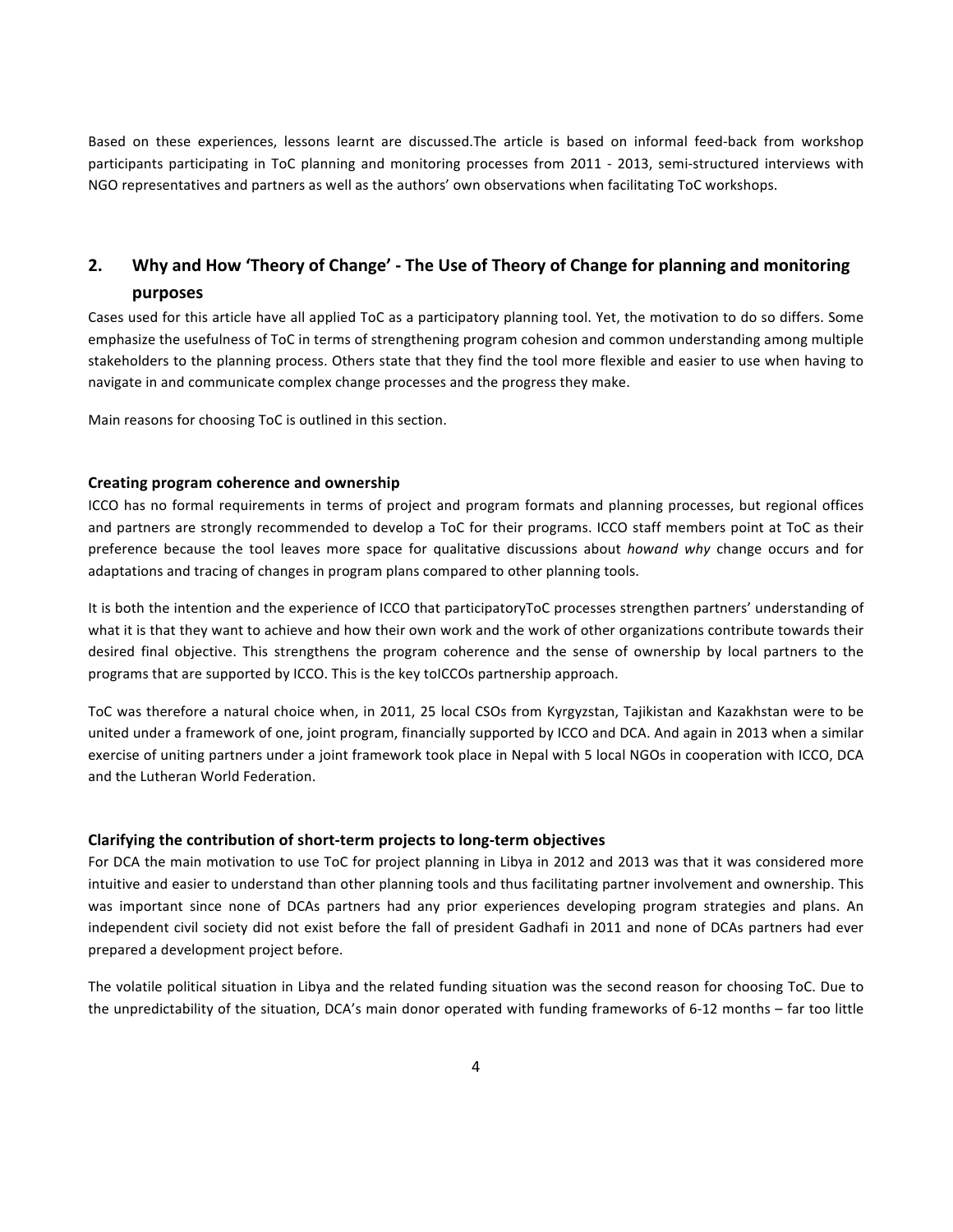Based on these experiences, lessons learnt are discussed.The article is based on informal feed-back from workshop participants participating in ToC planning and monitoring processes from 2011 - 2013, semi-structured interviews with NGO representatives and partners as well as the authors' own observations when facilitating ToC workshops.

## 2. Why and How 'Theory of Change' - The Use of Theory of Change for planning and monitoring purposes

Cases used for this article have all applied ToC as a participatory planning tool. Yet, the motivation to do so differs. Some emphasize the usefulness of ToC in terms of strengthening program cohesion and common understanding among multiple stakeholders to the planning process. Others state that they find the tool more flexible and easier to use when having to navigate in and communicate complex change processes and the progress they make.

Main reasons for choosing ToC is outlined in this section.

### Creating program coherence and ownership

ICCO has no formal requirements in terms of project and program formats and planning processes, but regional offices and partners are strongly recommended to develop a ToC for their programs. ICCO staff members point at ToC as their preference because the tool leaves more space for qualitative discussions about *howand why* change occurs and for adaptations and tracing of changes in program plans compared to other planning tools.

It is both the intention and the experience of ICCO that participatoryToC processes strengthen partners' understanding of what it is that they want to achieve and how their own work and the work of other organizations contribute towards their desired final objective. This strengthens the program coherence and the sense of ownership by local partners to the programs that are supported by ICCO. This is the key toICCOs partnership approach.

ToC was therefore a natural choice when, in 2011, 25 local CSOs from Kyrgyzstan, Tajikistan and Kazakhstan were to be united under a framework of one, joint program, financially supported by ICCO and DCA. And again in 2013 when a similar exercise of uniting partners under a joint framework took place in Nepal with 5 local NGOs in cooperation with ICCO, DCA and the Lutheran World Federation.

### Clarifying the contribution of short-term projects to long-term objectives

For DCA the main motivation to use ToC for project planning in Libya in 2012 and 2013 was that it was considered more intuitive and easier to understand than other planning tools and thus facilitating partner involvement and ownership. This was important since none of DCAs partners had any prior experiences developing program strategies and plans. An independent civil society did not exist before the fall of president Gadhafi in 2011 and none of DCAs partners had ever prepared a development project before.

The volatile political situation in Libya and the related funding situation was the second reason for choosing ToC. Due to the unpredictability of the situation, DCA's main donor operated with funding frameworks of 6-12 months – far too little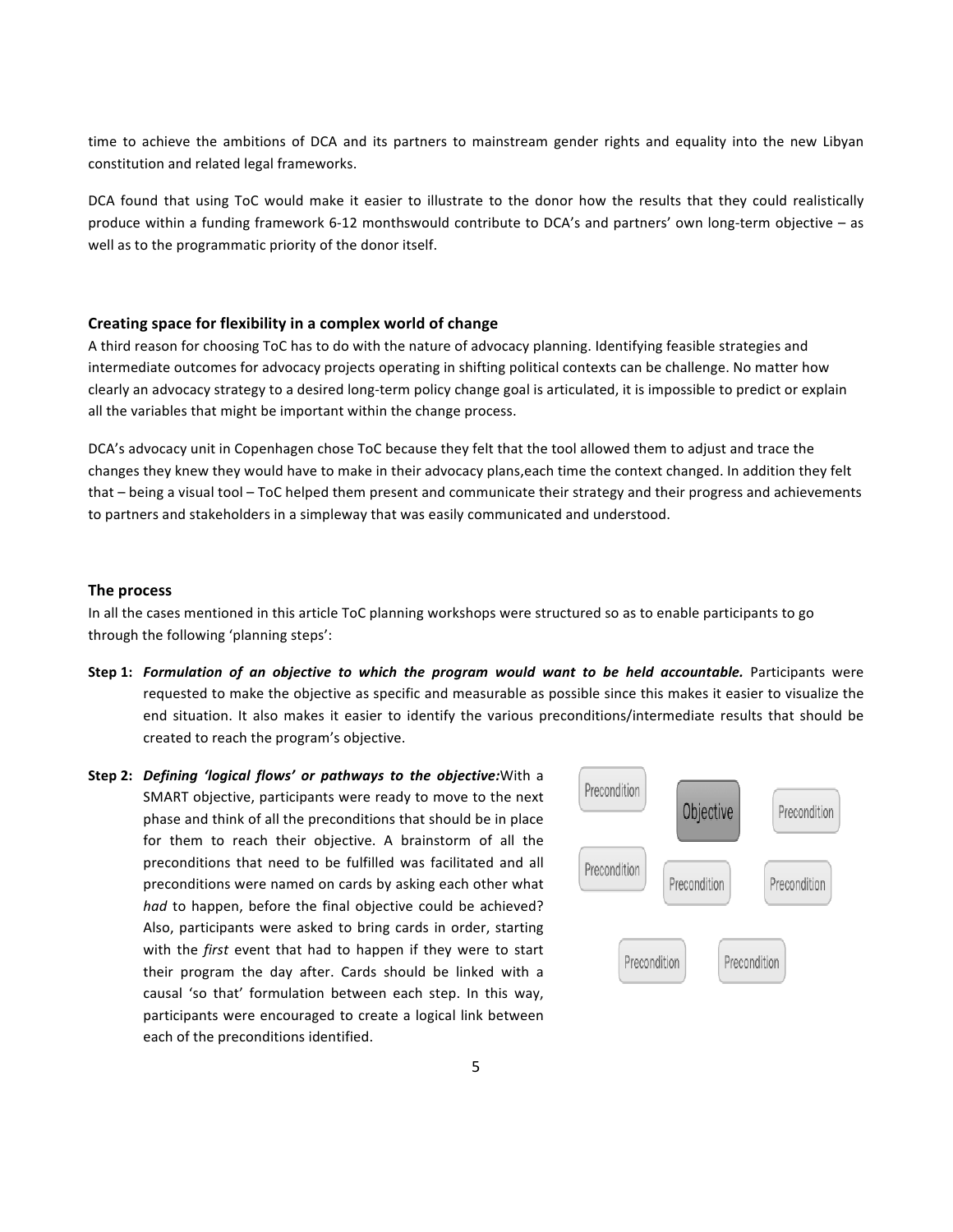time to achieve the ambitions of DCA and its partners to mainstream gender rights and equality into the new Libyan constitution and related legal frameworks.

DCA found that using ToC would make it easier to illustrate to the donor how the results that they could realistically produce within a funding framework 6-12 monthswould contribute to DCA's and partners' own long-term objective – as well as to the programmatic priority of the donor itself.

### Creating space for flexibility in a complex world of change

A third reason for choosing ToC has to do with the nature of advocacy planning. Identifying feasible strategies and intermediate outcomes for advocacy projects operating in shifting political contexts can be challenge. No matter how clearly an advocacy strategy to a desired long-term policy change goal is articulated, it is impossible to predict or explain all the variables that might be important within the change process.

DCA's advocacy unit in Copenhagen chose ToC because they felt that the tool allowed them to adjust and trace the changes they knew they would have to make in their advocacy plans,each time the context changed. In addition they felt that – being a visual tool – ToC helped them present and communicate their strategy and their progress and achievements to partners and stakeholders in a simpleway that was easily communicated and understood.

### The process

In all the cases mentioned in this article ToC planning workshops were structured so as to enable participants to go through the following 'planning steps':

**Step 1:** ***Formulation of an objective to which the program would want to be held accountable.*** Participants were requested to make the objective as specific and measurable as possible since this makes it easier to visualize the end situation. It also makes it easier to identify the various preconditions/intermediate results that should be created to reach the program's objective.

**Step 2:** ***Defining 'logical flows' or pathways to the objective:*** With a SMART objective, participants were ready to move to the next phase and think of all the preconditions that should be in place for them to reach their objective. A brainstorm of all the preconditions that need to be fulfilled was facilitated and all preconditions were named on cards by asking each other what *had* to happen, before the final objective could be achieved? Also, participants were asked to bring cards in order, starting with the *first* event that had to happen if they were to start their program the day after. Cards should be linked with a causal 'so that' formulation between each step. In this way, participants were encouraged to create a logical link between each of the preconditions identified.

Precondition | Objective | Precondition | Precondition | Precondition | Precondition | Precondition | Precondition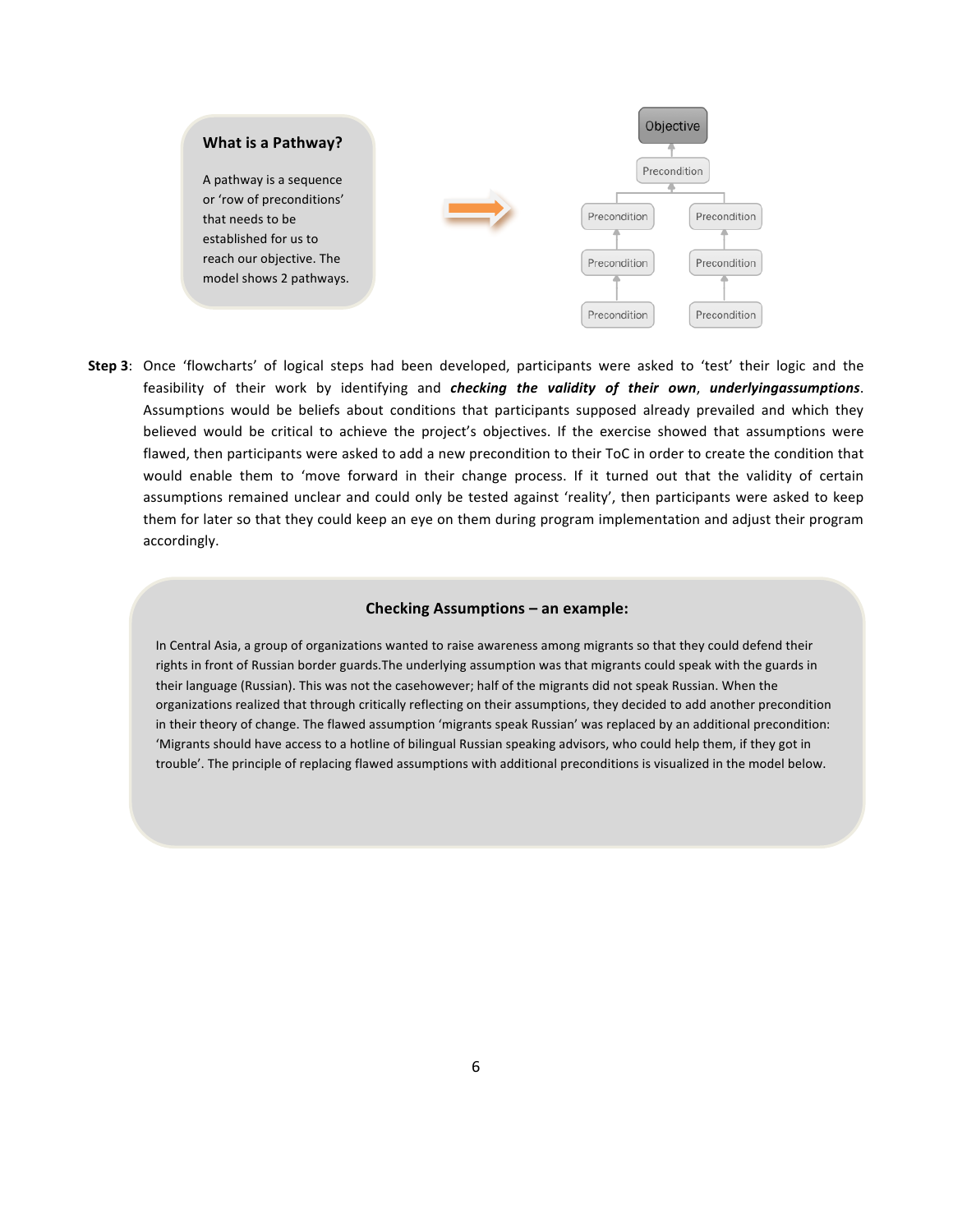### What is a Pathway?

A pathway is a sequence or 'row of preconditions' that needs to be established for us to reach our objective. The model shows 2 pathways.

**Step 3**: Once 'flowcharts' of logical steps had been developed, participants were asked to 'test' their logic and the feasibility of their work by identifying and ***checking the validity of their own***, ***underlyingassumptions***. Assumptions would be beliefs about conditions that participants supposed already prevailed and which they believed would be critical to achieve the project's objectives. If the exercise showed that assumptions were flawed, then participants were asked to add a new precondition to their ToC in order to create the condition that would enable them to 'move forward in their change process. If it turned out that the validity of certain assumptions remained unclear and could only be tested against 'reality', then participants were asked to keep them for later so that they could keep an eye on them during program implementation and adjust their program accordingly.

### Checking Assumptions – an example:

In Central Asia, a group of organizations wanted to raise awareness among migrants so that they could defend their rights in front of Russian border guards.The underlying assumption was that migrants could speak with the guards in their language (Russian). This was not the casehowever; half of the migrants did not speak Russian. When the organizations realized that through critically reflecting on their assumptions, they decided to add another precondition in their theory of change. The flawed assumption 'migrants speak Russian' was replaced by an additional precondition: 'Migrants should have access to a hotline of bilingual Russian speaking advisors, who could help them, if they got in trouble'. The principle of replacing flawed assumptions with additional preconditions is visualized in the model below.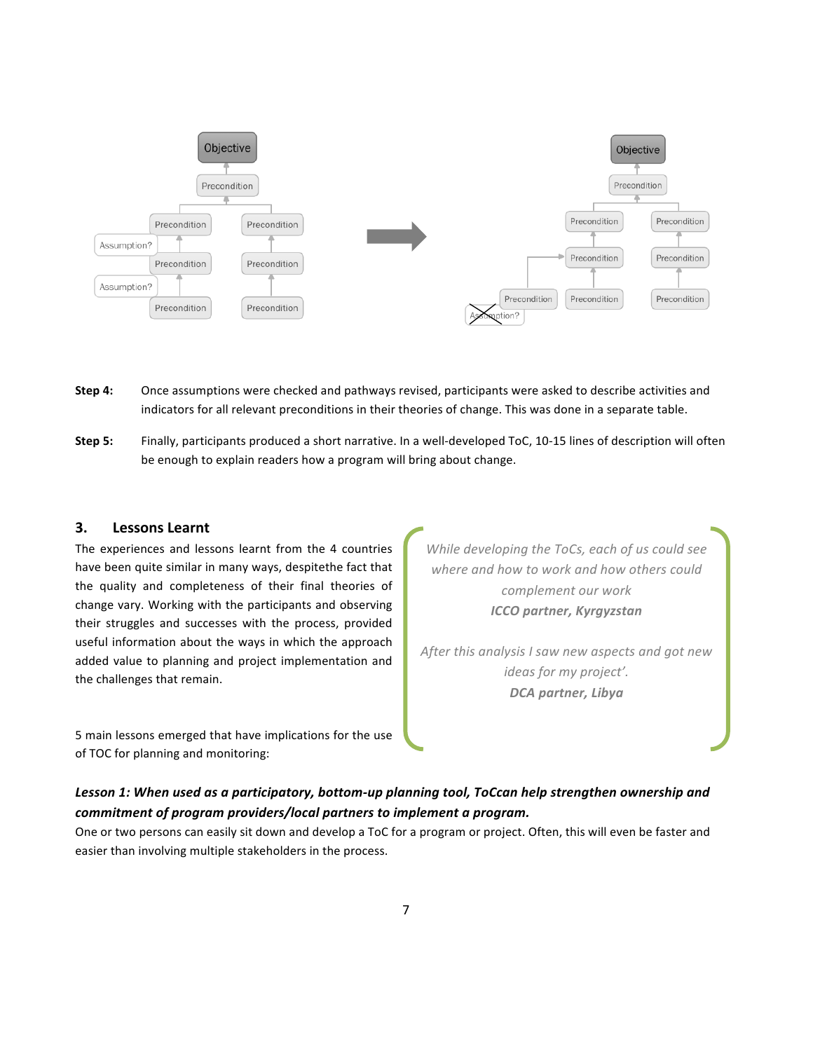**Step 4:** Once assumptions were checked and pathways revised, participants were asked to describe activities and indicators for all relevant preconditions in their theories of change. This was done in a separate table.

**Step 5:** Finally, participants produced a short narrative. In a well-developed ToC, 10-15 lines of description will often be enough to explain readers how a program will bring about change.

## 3. Lessons Learnt

The experiences and lessons learnt from the 4 countries have been quite similar in many ways, despitethe fact that the quality and completeness of their final theories of change vary. Working with the participants and observing their struggles and successes with the process, provided useful information about the ways in which the approach added value to planning and project implementation and the challenges that remain.

> *While developing the ToCs, each of us could see where and how to work and how others could complement our work*
> ***ICCO partner, Kyrgyzstan***
>
> *After this analysis I saw new aspects and got new ideas for my project'.*
> ***DCA partner, Libya***

5 main lessons emerged that have implications for the use of TOC for planning and monitoring:

***Lesson 1: When used as a participatory, bottom-up planning tool, ToCcan help strengthen ownership and commitment of program providers/local partners to implement a program.***

One or two persons can easily sit down and develop a ToC for a program or project. Often, this will even be faster and easier than involving multiple stakeholders in the process.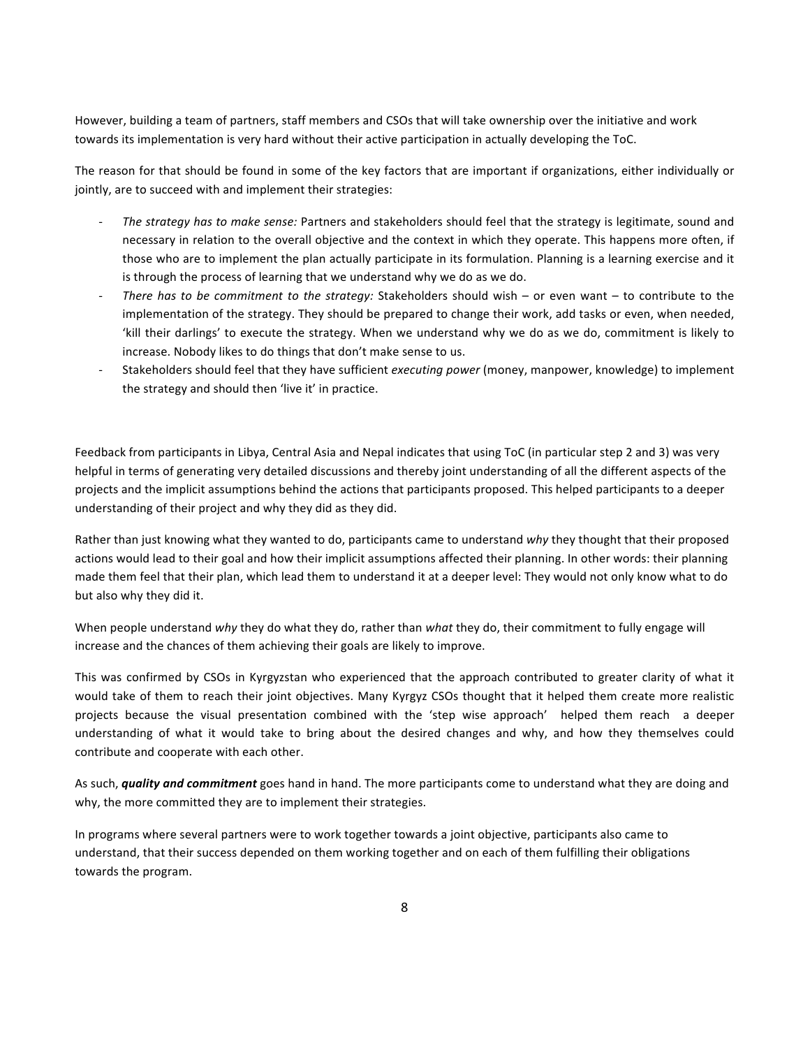However, building a team of partners, staff members and CSOs that will take ownership over the initiative and work towards its implementation is very hard without their active participation in actually developing the ToC.

The reason for that should be found in some of the key factors that are important if organizations, either individually or jointly, are to succeed with and implement their strategies:

- *The strategy has to make sense:* Partners and stakeholders should feel that the strategy is legitimate, sound and necessary in relation to the overall objective and the context in which they operate. This happens more often, if those who are to implement the plan actually participate in its formulation. Planning is a learning exercise and it is through the process of learning that we understand why we do as we do.
- *There has to be commitment to the strategy:* Stakeholders should wish – or even want – to contribute to the implementation of the strategy. They should be prepared to change their work, add tasks or even, when needed, 'kill their darlings' to execute the strategy. When we understand why we do as we do, commitment is likely to increase. Nobody likes to do things that don't make sense to us.
- Stakeholders should feel that they have sufficient *executing power* (money, manpower, knowledge) to implement the strategy and should then 'live it' in practice.

Feedback from participants in Libya, Central Asia and Nepal indicates that using ToC (in particular step 2 and 3) was very helpful in terms of generating very detailed discussions and thereby joint understanding of all the different aspects of the projects and the implicit assumptions behind the actions that participants proposed. This helped participants to a deeper understanding of their project and why they did as they did.

Rather than just knowing what they wanted to do, participants came to understand *why* they thought that their proposed actions would lead to their goal and how their implicit assumptions affected their planning. In other words: their planning made them feel that their plan, which lead them to understand it at a deeper level: They would not only know what to do but also why they did it.

When people understand *why* they do what they do, rather than *what* they do, their commitment to fully engage will increase and the chances of them achieving their goals are likely to improve.

This was confirmed by CSOs in Kyrgyzstan who experienced that the approach contributed to greater clarity of what it would take of them to reach their joint objectives. Many Kyrgyz CSOs thought that it helped them create more realistic projects because the visual presentation combined with the 'step wise approach' helped them reach a deeper understanding of what it would take to bring about the desired changes and why, and how they themselves could contribute and cooperate with each other.

As such, ***quality and commitment*** goes hand in hand. The more participants come to understand what they are doing and why, the more committed they are to implement their strategies.

In programs where several partners were to work together towards a joint objective, participants also came to understand, that their success depended on them working together and on each of them fulfilling their obligations towards the program.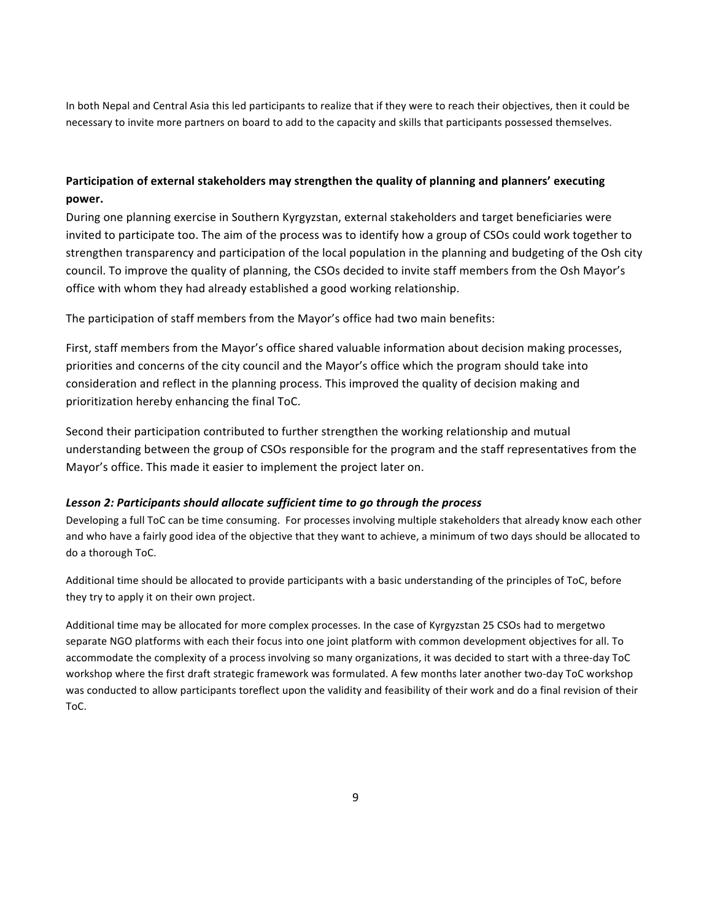In both Nepal and Central Asia this led participants to realize that if they were to reach their objectives, then it could be necessary to invite more partners on board to add to the capacity and skills that participants possessed themselves.

**Participation of external stakeholders may strengthen the quality of planning and planners' executing power.**

During one planning exercise in Southern Kyrgyzstan, external stakeholders and target beneficiaries were invited to participate too. The aim of the process was to identify how a group of CSOs could work together to strengthen transparency and participation of the local population in the planning and budgeting of the Osh city council. To improve the quality of planning, the CSOs decided to invite staff members from the Osh Mayor's office with whom they had already established a good working relationship.

The participation of staff members from the Mayor's office had two main benefits:

First, staff members from the Mayor's office shared valuable information about decision making processes, priorities and concerns of the city council and the Mayor's office which the program should take into consideration and reflect in the planning process. This improved the quality of decision making and prioritization hereby enhancing the final ToC.

Second their participation contributed to further strengthen the working relationship and mutual understanding between the group of CSOs responsible for the program and the staff representatives from the Mayor's office. This made it easier to implement the project later on.

***Lesson 2: Participants should allocate sufficient time to go through the process***

Developing a full ToC can be time consuming. For processes involving multiple stakeholders that already know each other and who have a fairly good idea of the objective that they want to achieve, a minimum of two days should be allocated to do a thorough ToC.

Additional time should be allocated to provide participants with a basic understanding of the principles of ToC, before they try to apply it on their own project.

Additional time may be allocated for more complex processes. In the case of Kyrgyzstan 25 CSOs had to mergetwo separate NGO platforms with each their focus into one joint platform with common development objectives for all. To accommodate the complexity of a process involving so many organizations, it was decided to start with a three-day ToC workshop where the first draft strategic framework was formulated. A few months later another two-day ToC workshop was conducted to allow participants toreflect upon the validity and feasibility of their work and do a final revision of their ToC.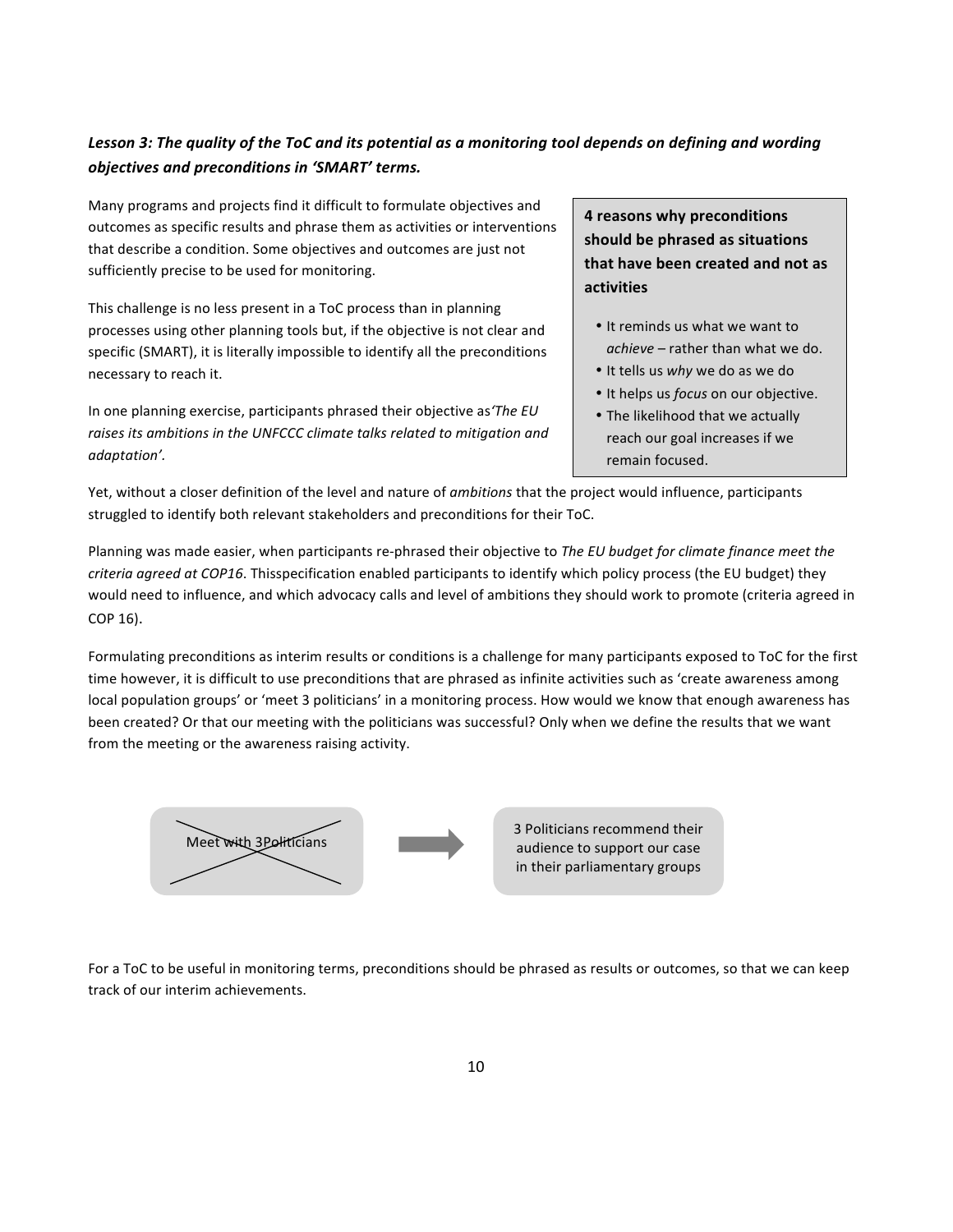***Lesson 3: The quality of the ToC and its potential as a monitoring tool depends on defining and wording objectives and preconditions in 'SMART' terms.***

Many programs and projects find it difficult to formulate objectives and outcomes as specific results and phrase them as activities or interventions that describe a condition. Some objectives and outcomes are just not sufficiently precise to be used for monitoring.

This challenge is no less present in a ToC process than in planning processes using other planning tools but, if the objective is not clear and specific (SMART), it is literally impossible to identify all the preconditions necessary to reach it.

In one planning exercise, participants phrased their objective as*'The EU raises its ambitions in the UNFCCC climate talks related to mitigation and adaptation'*.

> **4 reasons why preconditions should be phrased as situations that have been created and not as activities**
>
> - It reminds us what we want to *achieve* – rather than what we do.
> - It tells us *why* we do as we do
> - It helps us *focus* on our objective.
> - The likelihood that we actually reach our goal increases if we remain focused.

Yet, without a closer definition of the level and nature of *ambitions* that the project would influence, participants struggled to identify both relevant stakeholders and preconditions for their ToC.

Planning was made easier, when participants re-phrased their objective to *The EU budget for climate finance meet the criteria agreed at COP16*. Thisspecification enabled participants to identify which policy process (the EU budget) they would need to influence, and which advocacy calls and level of ambitions they should work to promote (criteria agreed in COP 16).

Formulating preconditions as interim results or conditions is a challenge for many participants exposed to ToC for the first time however, it is difficult to use preconditions that are phrased as infinite activities such as 'create awareness among local population groups' or 'meet 3 politicians' in a monitoring process. How would we know that enough awareness has been created? Or that our meeting with the politicians was successful? Only when we define the results that we want from the meeting or the awareness raising activity.

~~Meet with 3Politicians~~ → 3 Politicians recommend their audience to support our case in their parliamentary groups

For a ToC to be useful in monitoring terms, preconditions should be phrased as results or outcomes, so that we can keep track of our interim achievements.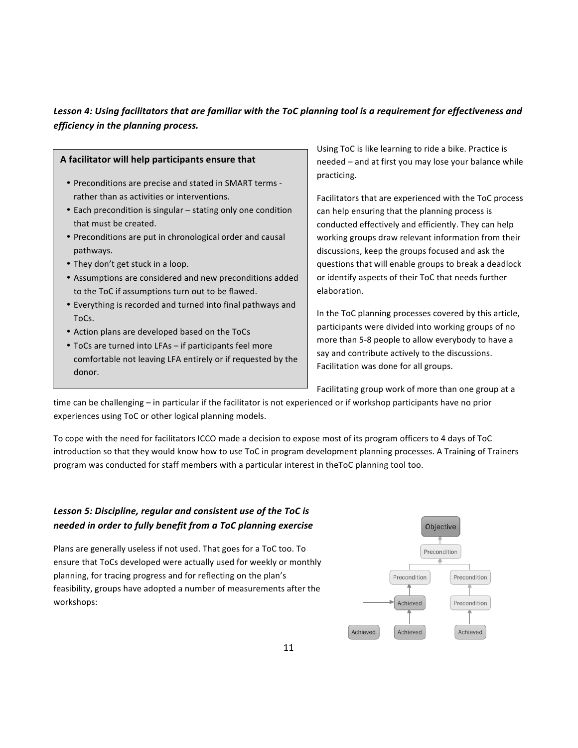***Lesson 4: Using facilitators that are familiar with the ToC planning tool is a requirement for effectiveness and efficiency in the planning process.***

**A facilitator will help participants ensure that**

- Preconditions are precise and stated in SMART terms - rather than as activities or interventions.
- Each precondition is singular – stating only one condition that must be created.
- Preconditions are put in chronological order and causal pathways.
- They don't get stuck in a loop.
- Assumptions are considered and new preconditions added to the ToC if assumptions turn out to be flawed.
- Everything is recorded and turned into final pathways and ToCs.
- Action plans are developed based on the ToCs
- ToCs are turned into LFAs – if participants feel more comfortable not leaving LFA entirely or if requested by the donor.

Using ToC is like learning to ride a bike. Practice is needed – and at first you may lose your balance while practicing.

Facilitators that are experienced with the ToC process can help ensuring that the planning process is conducted effectively and efficiently. They can help working groups draw relevant information from their discussions, keep the groups focused and ask the questions that will enable groups to break a deadlock or identify aspects of their ToC that needs further elaboration.

In the ToC planning processes covered by this article, participants were divided into working groups of no more than 5-8 people to allow everybody to have a say and contribute actively to the discussions. Facilitation was done for all groups.

Facilitating group work of more than one group at a time can be challenging – in particular if the facilitator is not experienced or if workshop participants have no prior experiences using ToC or other logical planning models.

To cope with the need for facilitators ICCO made a decision to expose most of its program officers to 4 days of ToC introduction so that they would know how to use ToC in program development planning processes. A Training of Trainers program was conducted for staff members with a particular interest in theToC planning tool too.

***Lesson 5: Discipline, regular and consistent use of the ToC is needed in order to fully benefit from a ToC planning exercise***

Plans are generally useless if not used. That goes for a ToC too. To ensure that ToCs developed were actually used for weekly or monthly planning, for tracing progress and for reflecting on the plan's feasibility, groups have adopted a number of measurements after the workshops:

Objective

Precondition

Precondition | Precondition

Achieved | Precondition

Achieved | Achieved | Achieved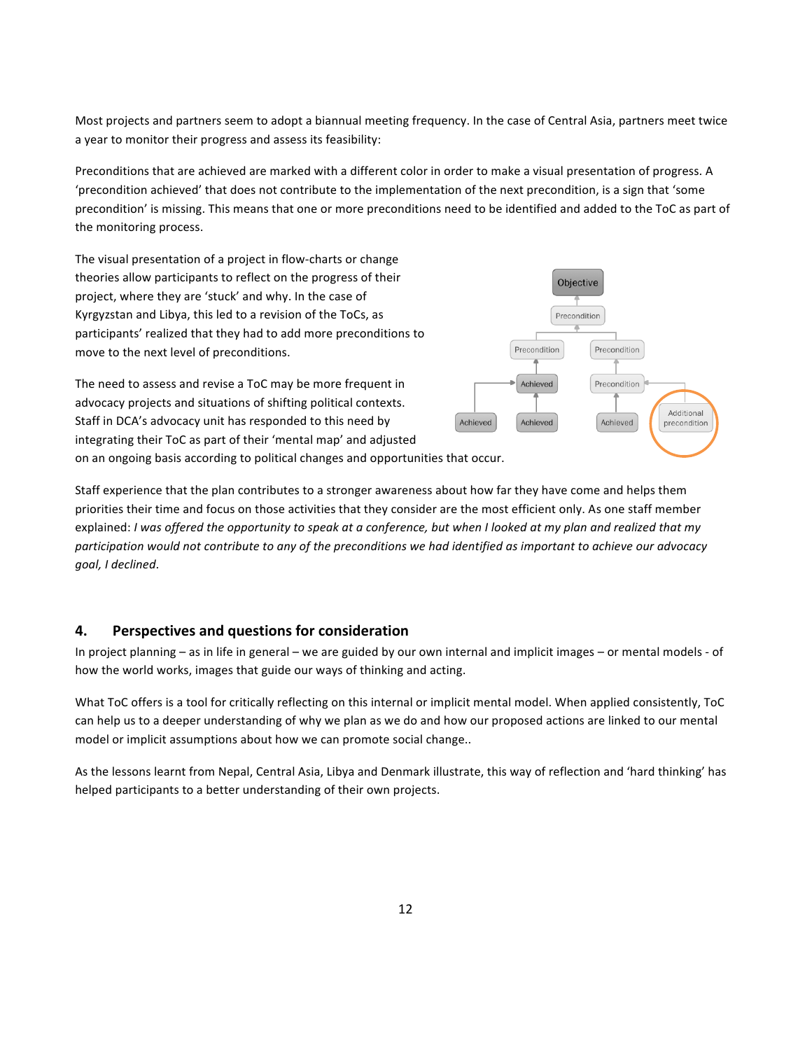Most projects and partners seem to adopt a biannual meeting frequency. In the case of Central Asia, partners meet twice a year to monitor their progress and assess its feasibility:

Preconditions that are achieved are marked with a different color in order to make a visual presentation of progress. A 'precondition achieved' that does not contribute to the implementation of the next precondition, is a sign that 'some precondition' is missing. This means that one or more preconditions need to be identified and added to the ToC as part of the monitoring process.

The visual presentation of a project in flow-charts or change theories allow participants to reflect on the progress of their project, where they are 'stuck' and why. In the case of Kyrgyzstan and Libya, this led to a revision of the ToCs, as participants' realized that they had to add more preconditions to move to the next level of preconditions.

The need to assess and revise a ToC may be more frequent in advocacy projects and situations of shifting political contexts. Staff in DCA's advocacy unit has responded to this need by integrating their ToC as part of their 'mental map' and adjusted on an ongoing basis according to political changes and opportunities that occur.

Staff experience that the plan contributes to a stronger awareness about how far they have come and helps them priorities their time and focus on those activities that they consider are the most efficient only. As one staff member explained: *I was offered the opportunity to speak at a conference, but when I looked at my plan and realized that my participation would not contribute to any of the preconditions we had identified as important to achieve our advocacy goal, I declined*.

## 4. Perspectives and questions for consideration

In project planning – as in life in general – we are guided by our own internal and implicit images – or mental models - of how the world works, images that guide our ways of thinking and acting.

What ToC offers is a tool for critically reflecting on this internal or implicit mental model. When applied consistently, ToC can help us to a deeper understanding of why we plan as we do and how our proposed actions are linked to our mental model or implicit assumptions about how we can promote social change..

As the lessons learnt from Nepal, Central Asia, Libya and Denmark illustrate, this way of reflection and 'hard thinking' has helped participants to a better understanding of their own projects.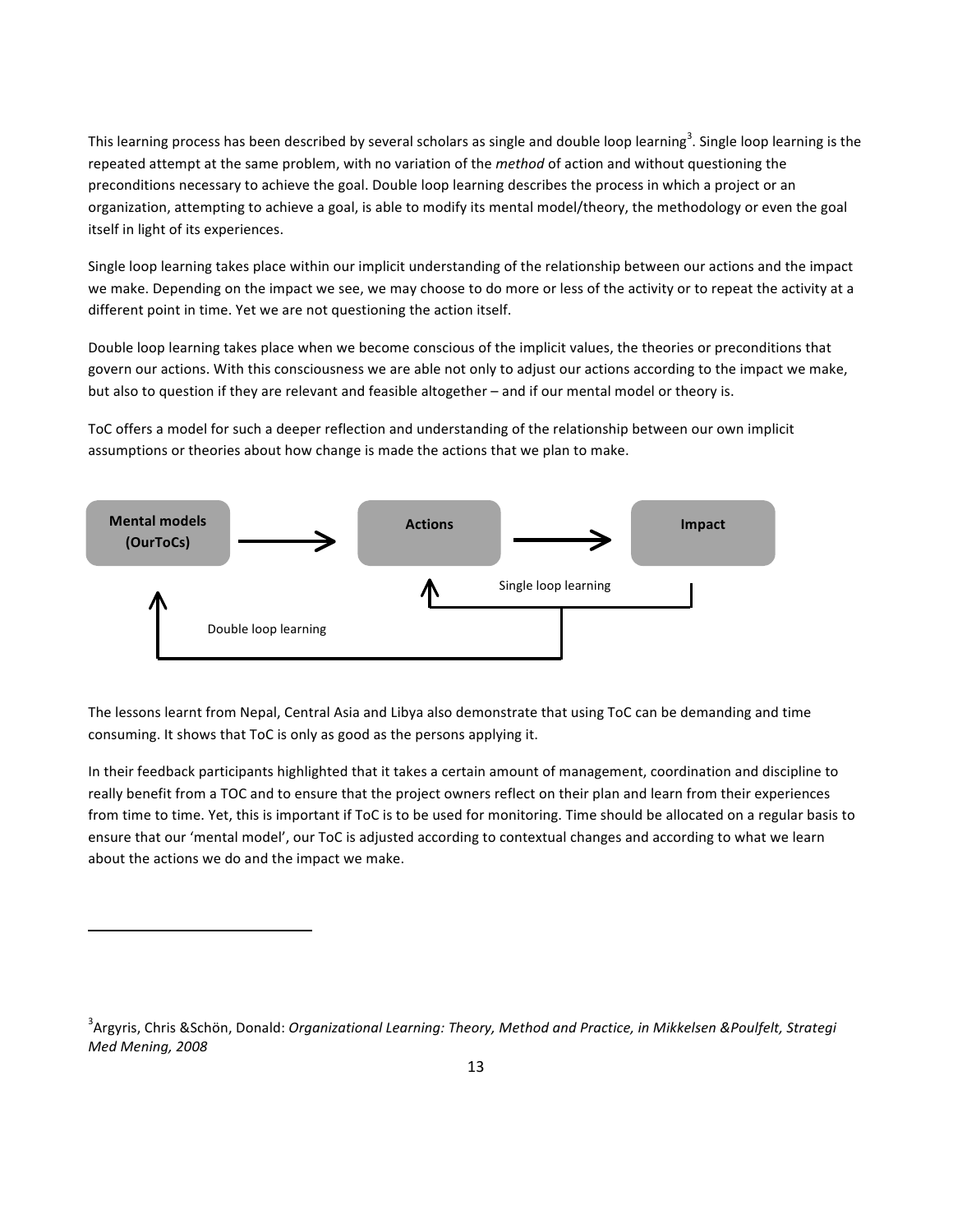This learning process has been described by several scholars as single and double loop learning[3]. Single loop learning is the repeated attempt at the same problem, with no variation of the *method* of action and without questioning the preconditions necessary to achieve the goal. Double loop learning describes the process in which a project or an organization, attempting to achieve a goal, is able to modify its mental model/theory, the methodology or even the goal itself in light of its experiences.

Single loop learning takes place within our implicit understanding of the relationship between our actions and the impact we make. Depending on the impact we see, we may choose to do more or less of the activity or to repeat the activity at a different point in time. Yet we are not questioning the action itself.

Double loop learning takes place when we become conscious of the implicit values, the theories or preconditions that govern our actions. With this consciousness we are able not only to adjust our actions according to the impact we make, but also to question if they are relevant and feasible altogether – and if our mental model or theory is.

ToC offers a model for such a deeper reflection and understanding of the relationship between our own implicit assumptions or theories about how change is made the actions that we plan to make.

**Mental models (OurToCs)** → **Actions** → **Impact**

Single loop learning

Double loop learning

The lessons learnt from Nepal, Central Asia and Libya also demonstrate that using ToC can be demanding and time consuming. It shows that ToC is only as good as the persons applying it.

In their feedback participants highlighted that it takes a certain amount of management, coordination and discipline to really benefit from a TOC and to ensure that the project owners reflect on their plan and learn from their experiences from time to time. Yet, this is important if ToC is to be used for monitoring. Time should be allocated on a regular basis to ensure that our 'mental model', our ToC is adjusted according to contextual changes and according to what we learn about the actions we do and the impact we make.

---

[3] Argyris, Chris &Schön, Donald: *Organizational Learning: Theory, Method and Practice, in Mikkelsen &Poulfelt, Strategi Med Mening, 2008*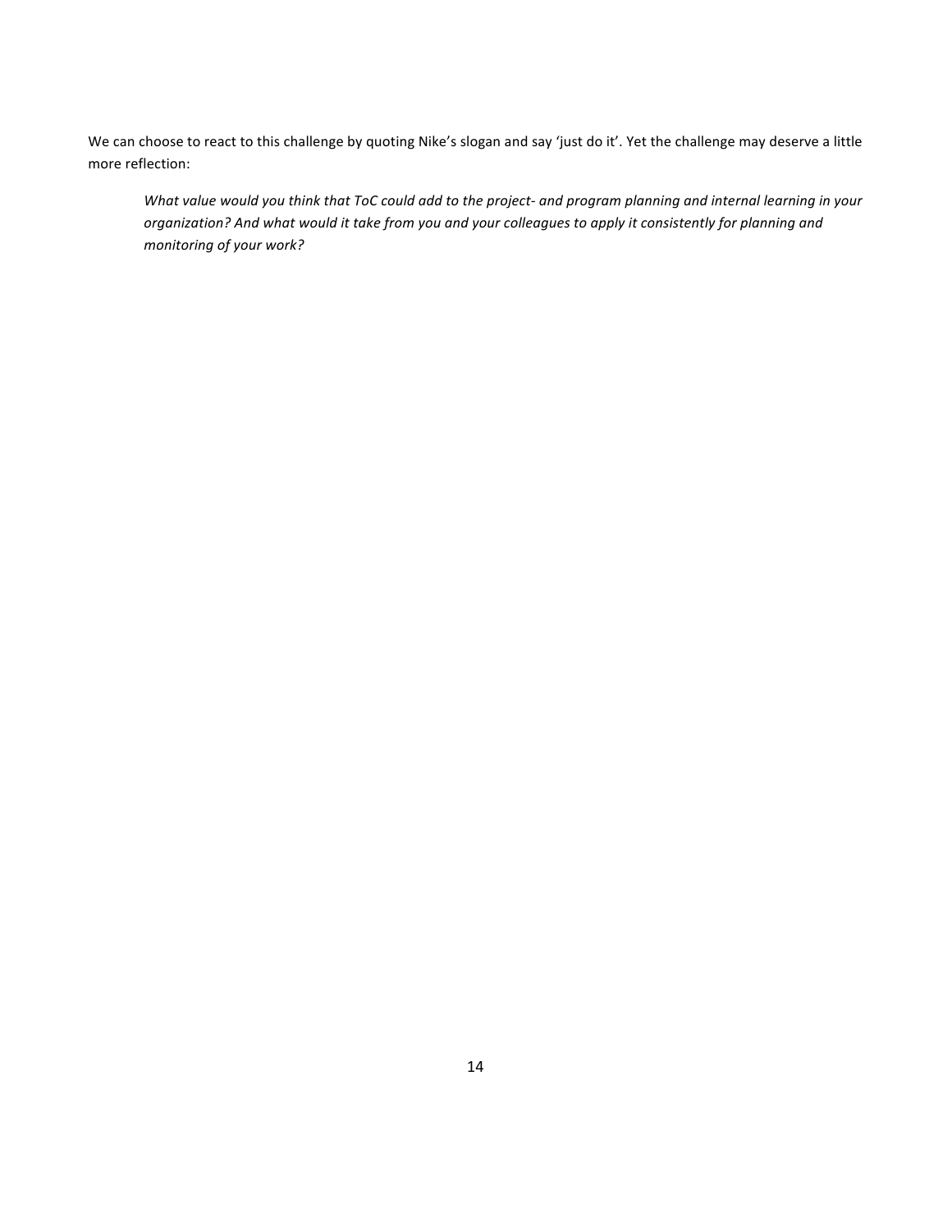We can choose to react to this challenge by quoting Nike's slogan and say 'just do it'. Yet the challenge may deserve a little more reflection:

> *What value would you think that ToC could add to the project- and program planning and internal learning in your organization? And what would it take from you and your colleagues to apply it consistently for planning and monitoring of your work?*